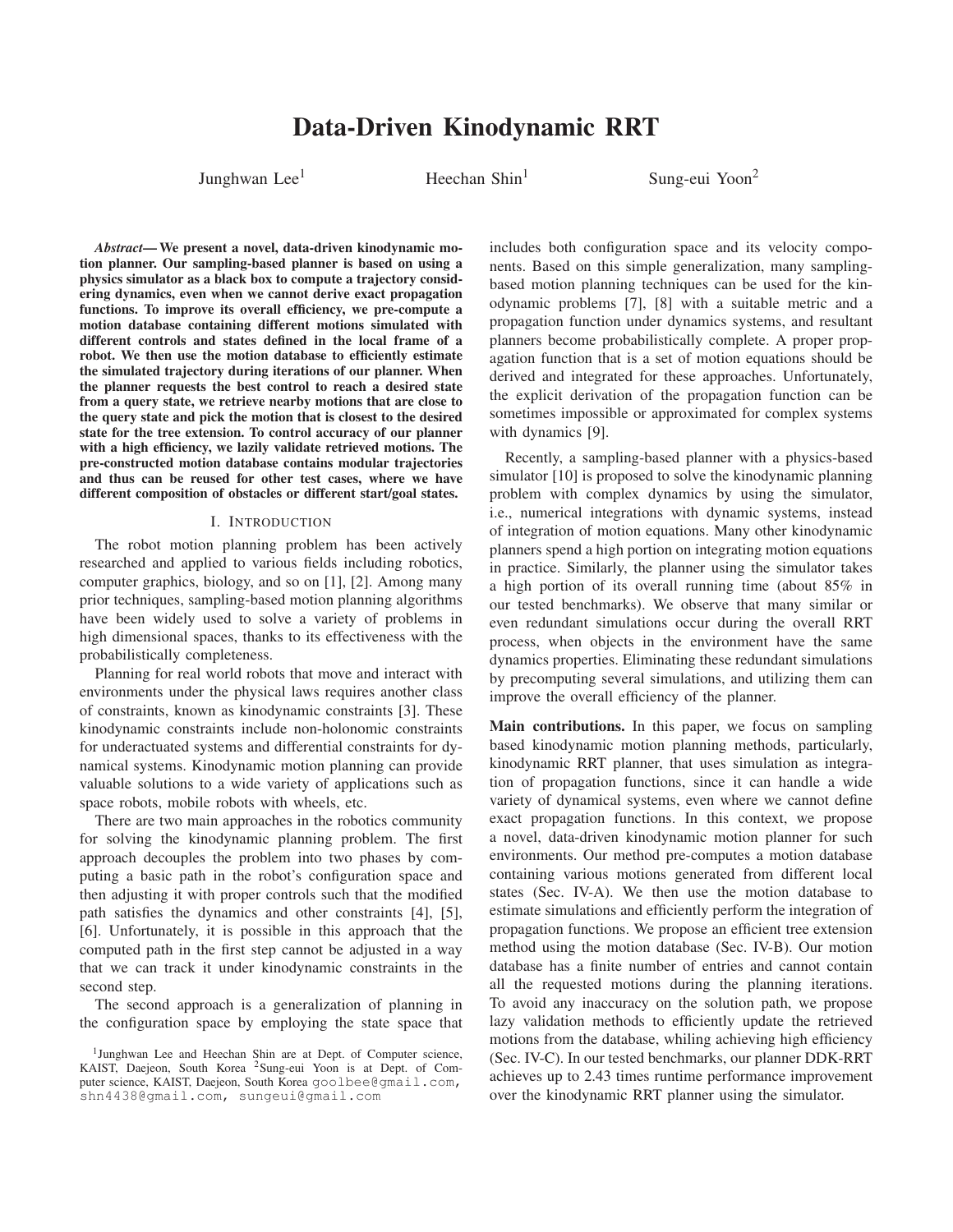# Data-Driven Kinodynamic RRT

Junghwan Lee[1] Heechan Shin[1] Sung-eui Yoon[2]

***Abstract*— We present a novel, data-driven kinodynamic motion planner. Our sampling-based planner is based on using a physics simulator as a black box to compute a trajectory considering dynamics, even when we cannot derive exact propagation functions. To improve its overall efficiency, we pre-compute a motion database containing different motions simulated with different controls and states defined in the local frame of a robot. We then use the motion database to efficiently estimate the simulated trajectory during iterations of our planner. When the planner requests the best control to reach a desired state from a query state, we retrieve nearby motions that are close to the query state and pick the motion that is closest to the desired state for the tree extension. To control accuracy of our planner with a high efficiency, we lazily validate retrieved motions. The pre-constructed motion database contains modular trajectories and thus can be reused for other test cases, where we have different composition of obstacles or different start/goal states.**

## I. Introduction

The robot motion planning problem has been actively researched and applied to various fields including robotics, computer graphics, biology, and so on [1], [2]. Among many prior techniques, sampling-based motion planning algorithms have been widely used to solve a variety of problems in high dimensional spaces, thanks to its effectiveness with the probabilistically completeness.

Planning for real world robots that move and interact with environments under the physical laws requires another class of constraints, known as kinodynamic constraints [3]. These kinodynamic constraints include non-holonomic constraints for underactuated systems and differential constraints for dynamical systems. Kinodynamic motion planning can provide valuable solutions to a wide variety of applications such as space robots, mobile robots with wheels, etc.

There are two main approaches in the robotics community for solving the kinodynamic planning problem. The first approach decouples the problem into two phases by computing a basic path in the robot's configuration space and then adjusting it with proper controls such that the modified path satisfies the dynamics and other constraints [4], [5], [6]. Unfortunately, it is possible in this approach that the computed path in the first step cannot be adjusted in a way that we can track it under kinodynamic constraints in the second step.

The second approach is a generalization of planning in the configuration space by employing the state space that includes both configuration space and its velocity components. Based on this simple generalization, many sampling-based motion planning techniques can be used for the kinodynamic problems [7], [8] with a suitable metric and a propagation function under dynamics systems, and resultant planners become probabilistically complete. A proper propagation function that is a set of motion equations should be derived and integrated for these approaches. Unfortunately, the explicit derivation of the propagation function can be sometimes impossible or approximated for complex systems with dynamics [9].

Recently, a sampling-based planner with a physics-based simulator [10] is proposed to solve the kinodynamic planning problem with complex dynamics by using the simulator, i.e., numerical integrations with dynamic systems, instead of integration of motion equations. Many other kinodynamic planners spend a high portion on integrating motion equations in practice. Similarly, the planner using the simulator takes a high portion of its overall running time (about 85% in our tested benchmarks). We observe that many similar or even redundant simulations occur during the overall RRT process, when objects in the environment have the same dynamics properties. Eliminating these redundant simulations by precomputing several simulations, and utilizing them can improve the overall efficiency of the planner.

**Main contributions.** In this paper, we focus on sampling based kinodynamic motion planning methods, particularly, kinodynamic RRT planner, that uses simulation as integration of propagation functions, since it can handle a wide variety of dynamical systems, even where we cannot define exact propagation functions. In this context, we propose a novel, data-driven kinodynamic motion planner for such environments. Our method pre-computes a motion database containing various motions generated from different local states (Sec. IV-A). We then use the motion database to estimate simulations and efficiently perform the integration of propagation functions. We propose an efficient tree extension method using the motion database (Sec. IV-B). Our motion database has a finite number of entries and cannot contain all the requested motions during the planning iterations. To avoid any inaccuracy on the solution path, we propose lazy validation methods to efficiently update the retrieved motions from the database, whiling achieving high efficiency (Sec. IV-C). In our tested benchmarks, our planner DDK-RRT achieves up to 2.43 times runtime performance improvement over the kinodynamic RRT planner using the simulator.

[1]Junghwan Lee and Heechan Shin are at Dept. of Computer science, KAIST, Daejeon, South Korea [2]Sung-eui Yoon is at Dept. of Computer science, KAIST, Daejeon, South Korea goolbee@gmail.com, shn4438@gmail.com, sungeui@gmail.com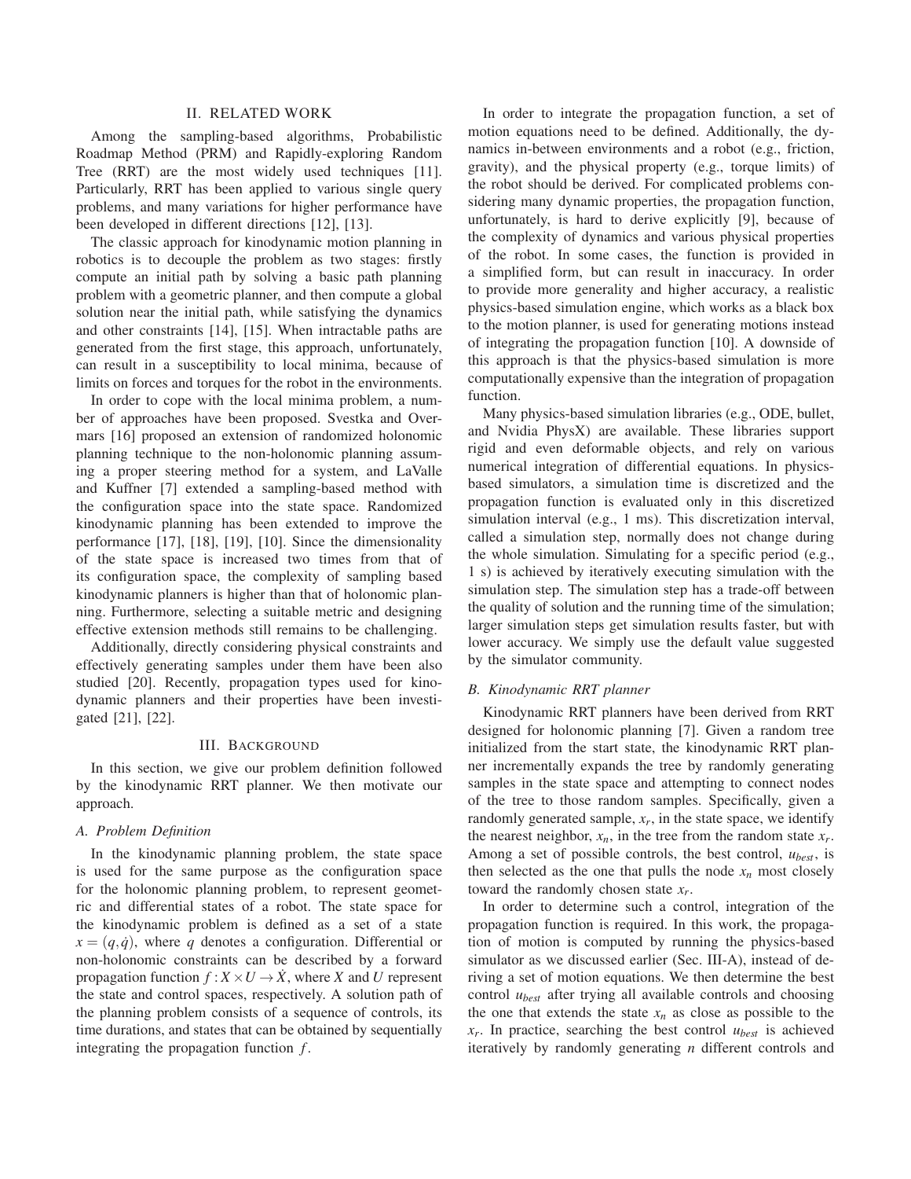## II. RELATED WORK

Among the sampling-based algorithms, Probabilistic Roadmap Method (PRM) and Rapidly-exploring Random Tree (RRT) are the most widely used techniques [11]. Particularly, RRT has been applied to various single query problems, and many variations for higher performance have been developed in different directions [12], [13].

The classic approach for kinodynamic motion planning in robotics is to decouple the problem as two stages: firstly compute an initial path by solving a basic path planning problem with a geometric planner, and then compute a global solution near the initial path, while satisfying the dynamics and other constraints [14], [15]. When intractable paths are generated from the first stage, this approach, unfortunately, can result in a susceptibility to local minima, because of limits on forces and torques for the robot in the environments.

In order to cope with the local minima problem, a number of approaches have been proposed. Svestka and Overmars [16] proposed an extension of randomized holonomic planning technique to the non-holonomic planning assuming a proper steering method for a system, and LaValle and Kuffner [7] extended a sampling-based method with the configuration space into the state space. Randomized kinodynamic planning has been extended to improve the performance [17], [18], [19], [10]. Since the dimensionality of the state space is increased two times from that of its configuration space, the complexity of sampling based kinodynamic planners is higher than that of holonomic planning. Furthermore, selecting a suitable metric and designing effective extension methods still remains to be challenging.

Additionally, directly considering physical constraints and effectively generating samples under them have been also studied [20]. Recently, propagation types used for kinodynamic planners and their properties have been investigated [21], [22].

## III. BACKGROUND

In this section, we give our problem definition followed by the kinodynamic RRT planner. We then motivate our approach.

### A. Problem Definition

In the kinodynamic planning problem, the state space is used for the same purpose as the configuration space for the holonomic planning problem, to represent geometric and differential states of a robot. The state space for the kinodynamic problem is defined as a set of a state $x = (q, \dot{q})$, where $q$ denotes a configuration. Differential or non-holonomic constraints can be described by a forward propagation function $f : X \times U \rightarrow \dot{X}$, where $X$ and $U$ represent the state and control spaces, respectively. A solution path of the planning problem consists of a sequence of controls, its time durations, and states that can be obtained by sequentially integrating the propagation function $f$.

In order to integrate the propagation function, a set of motion equations need to be defined. Additionally, the dynamics in-between environments and a robot (e.g., friction, gravity), and the physical property (e.g., torque limits) of the robot should be derived. For complicated problems considering many dynamic properties, the propagation function, unfortunately, is hard to derive explicitly [9], because of the complexity of dynamics and various physical properties of the robot. In some cases, the function is provided in a simplified form, but can result in inaccuracy. In order to provide more generality and higher accuracy, a realistic physics-based simulation engine, which works as a black box to the motion planner, is used for generating motions instead of integrating the propagation function [10]. A downside of this approach is that the physics-based simulation is more computationally expensive than the integration of propagation function.

Many physics-based simulation libraries (e.g., ODE, bullet, and Nvidia PhysX) are available. These libraries support rigid and even deformable objects, and rely on various numerical integration of differential equations. In physics-based simulators, a simulation time is discretized and the propagation function is evaluated only in this discretized simulation interval (e.g., 1 ms). This discretization interval, called a simulation step, normally does not change during the whole simulation. Simulating for a specific period (e.g., 1 s) is achieved by iteratively executing simulation with the simulation step. The simulation step has a trade-off between the quality of solution and the running time of the simulation; larger simulation steps get simulation results faster, but with lower accuracy. We simply use the default value suggested by the simulator community.

### B. Kinodynamic RRT planner

Kinodynamic RRT planners have been derived from RRT designed for holonomic planning [7]. Given a random tree initialized from the start state, the kinodynamic RRT planner incrementally expands the tree by randomly generating samples in the state space and attempting to connect nodes of the tree to those random samples. Specifically, given a randomly generated sample, $x_r$, in the state space, we identify the nearest neighbor, $x_n$, in the tree from the random state $x_r$. Among a set of possible controls, the best control, $u_{best}$, is then selected as the one that pulls the node $x_n$ most closely toward the randomly chosen state $x_r$.

In order to determine such a control, integration of the propagation function is required. In this work, the propagation of motion is computed by running the physics-based simulator as we discussed earlier (Sec. III-A), instead of deriving a set of motion equations. We then determine the best control $u_{best}$ after trying all available controls and choosing the one that extends the state $x_n$ as close as possible to the $x_r$. In practice, searching the best control $u_{best}$ is achieved iteratively by randomly generating $n$ different controls and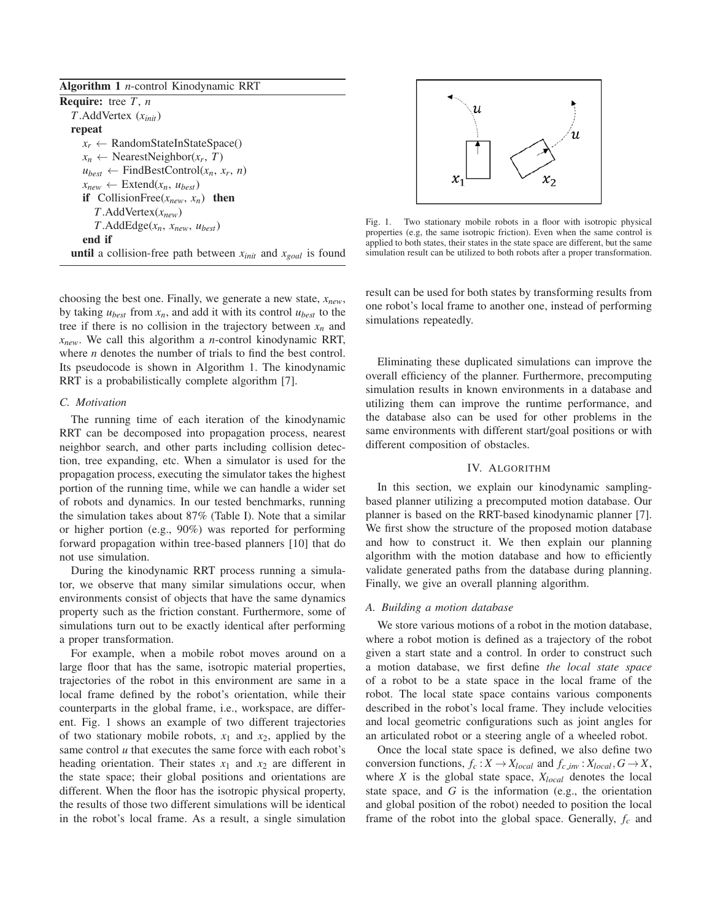**Algorithm 1** *n*-control Kinodynamic RRT

```
Require: tree T, n
  T.AddVertex (x_init)
  repeat
    x_r ← RandomStateInStateSpace()
    x_n ← NearestNeighbor(x_r, T)
    u_best ← FindBestControl(x_n, x_r, n)
    x_new ← Extend(x_n, u_best)
    if CollisionFree(x_new, x_n) then
      T.AddVertex(x_new)
      T.AddEdge(x_n, x_new, u_best)
    end if
  until a collision-free path between x_init and x_goal is found
```

choosing the best one. Finally, we generate a new state, $x_{new}$, by taking $u_{best}$ from $x_n$, and add it with its control $u_{best}$ to the tree if there is no collision in the trajectory between $x_n$ and $x_{new}$. We call this algorithm a *n*-control kinodynamic RRT, where *n* denotes the number of trials to find the best control. Its pseudocode is shown in Algorithm 1. The kinodynamic RRT is a probabilistically complete algorithm [7].

### C. Motivation

The running time of each iteration of the kinodynamic RRT can be decomposed into propagation process, nearest neighbor search, and other parts including collision detection, tree expanding, etc. When a simulator is used for the propagation process, executing the simulator takes the highest portion of the running time, while we can handle a wider set of robots and dynamics. In our tested benchmarks, running the simulation takes about 87% (Table I). Note that a similar or higher portion (e.g., 90%) was reported for performing forward propagation within tree-based planners [10] that do not use simulation.

During the kinodynamic RRT process running a simulator, we observe that many similar simulations occur, when environments consist of objects that have the same dynamics property such as the friction constant. Furthermore, some of simulations turn out to be exactly identical after performing a proper transformation.

For example, when a mobile robot moves around on a large floor that has the same, isotropic material properties, trajectories of the robot in this environment are same in a local frame defined by the robot's orientation, while their counterparts in the global frame, i.e., workspace, are different. Fig. 1 shows an example of two different trajectories of two stationary mobile robots, $x_1$ and $x_2$, applied by the same control $u$ that executes the same force with each robot's heading orientation. Their states $x_1$ and $x_2$ are different in the state space; their global positions and orientations are different. When the floor has the isotropic physical property, the results of those two different simulations will be identical in the robot's local frame. As a result, a single simulation result can be used for both states by transforming results from one robot's local frame to another one, instead of performing simulations repeatedly.

Fig. 1. Two stationary mobile robots in a floor with isotropic physical properties (e.g, the same isotropic friction). Even when the same control is applied to both states, their states in the state space are different, but the same simulation result can be utilized to both robots after a proper transformation.

Eliminating these duplicated simulations can improve the overall efficiency of the planner. Furthermore, precomputing simulation results in known environments in a database and utilizing them can improve the runtime performance, and the database also can be used for other problems in the same environments with different start/goal positions or with different composition of obstacles.

## IV. Algorithm

In this section, we explain our kinodynamic sampling-based planner utilizing a precomputed motion database. Our planner is based on the RRT-based kinodynamic planner [7]. We first show the structure of the proposed motion database and how to construct it. We then explain our planning algorithm with the motion database and how to efficiently validate generated paths from the database during planning. Finally, we give an overall planning algorithm.

### A. Building a motion database

We store various motions of a robot in the motion database, where a robot motion is defined as a trajectory of the robot given a start state and a control. In order to construct such a motion database, we first define *the local state space* of a robot to be a state space in the local frame of the robot. The local state space contains various components described in the robot's local frame. They include velocities and local geometric configurations such as joint angles for an articulated robot or a steering angle of a wheeled robot.

Once the local state space is defined, we also define two conversion functions, $f_c : X \rightarrow X_{local}$ and $f_{c\_inv} : X_{local}, G \rightarrow X$, where $X$ is the global state space, $X_{local}$ denotes the local state space, and $G$ is the information (e.g., the orientation and global position of the robot) needed to position the local frame of the robot into the global space. Generally, $f_c$ and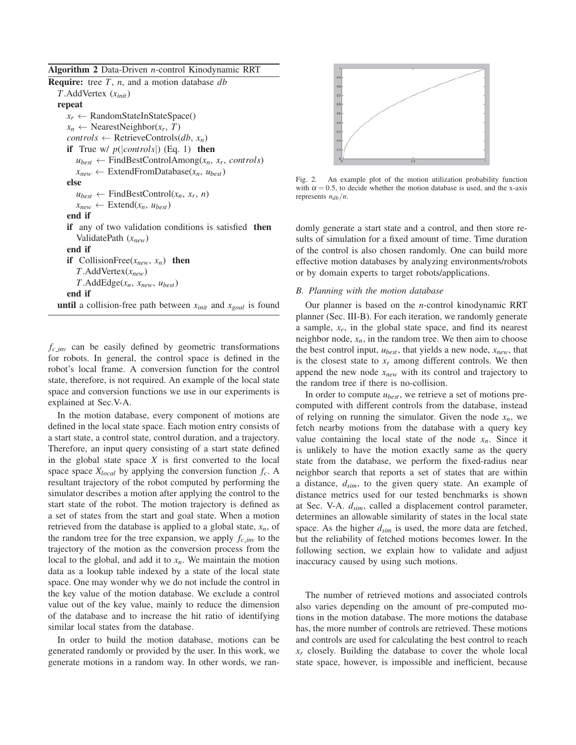**Algorithm 2** Data-Driven $n$-control Kinodynamic RRT

```
Require: tree T, n, and a motion database db
  T.AddVertex (x_init)
  repeat
    x_r ← RandomStateInStateSpace()
    x_n ← NearestNeighbor(x_r, T)
    controls ← RetrieveControls(db, x_n)
    if True w/ p(|controls|) (Eq. 1) then
      u_best ← FindBestControlAmong(x_n, x_r, controls)
      x_new ← ExtendFromDatabase(x_n, u_best)
    else
      u_best ← FindBestControl(x_n, x_r, n)
      x_new ← Extend(x_n, u_best)
    end if
    if any of two validation conditions is satisfied then
      ValidatePath (x_new)
    end if
    if CollisionFree(x_new, x_n) then
      T.AddVertex(x_new)
      T.AddEdge(x_n, x_new, u_best)
    end if
  until a collision-free path between x_init and x_goal is found
```

$f_{c\_inv}$ can be easily defined by geometric transformations for robots. In general, the control space is defined in the robot's local frame. A conversion function for the control state, therefore, is not required. An example of the local state space and conversion functions we use in our experiments is explained at Sec.V-A.

In the motion database, every component of motions are defined in the local state space. Each motion entry consists of a start state, a control state, control duration, and a trajectory. Therefore, an input query consisting of a start state defined in the global state space $X$ is first converted to the local space space $X_{local}$ by applying the conversion function $f_c$. A resultant trajectory of the robot computed by performing the simulator describes a motion after applying the control to the start state of the robot. The motion trajectory is defined as a set of states from the start and goal state. When a motion retrieved from the database is applied to a global state, $x_n$, of the random tree for the tree expansion, we apply $f_{c\_inv}$ to the trajectory of the motion as the conversion process from the local to the global, and add it to $x_n$. We maintain the motion data as a lookup table indexed by a state of the local state space. One may wonder why we do not include the control in the key value of the motion database. We exclude a control value out of the key value, mainly to reduce the dimension of the database and to increase the hit ratio of identifying similar local states from the database.

In order to build the motion database, motions can be generated randomly or provided by the user. In this work, we generate motions in a random way. In other words, we randomly generate a start state and a control, and then store results of simulation for a fixed amount of time. Time duration of the control is also chosen randomly. One can build more effective motion databases by analyzing environments/robots or by domain experts to target robots/applications.

Fig. 2. An example plot of the motion utilization probability function with $\alpha = 0.5$, to decide whether the motion database is used, and the x-axis represents $n_{db}/n$.

### B. Planning with the motion database

Our planner is based on the $n$-control kinodynamic RRT planner (Sec. III-B). For each iteration, we randomly generate a sample, $x_r$, in the global state space, and find its nearest neighbor node, $x_n$, in the random tree. We then aim to choose the best control input, $u_{best}$, that yields a new node, $x_{new}$, that is the closest state to $x_r$ among different controls. We then append the new node $x_{new}$ with its control and trajectory to the random tree if there is no-collision.

In order to compute $u_{best}$, we retrieve a set of motions precomputed with different controls from the database, instead of relying on running the simulator. Given the node $x_n$, we fetch nearby motions from the database with a query key value containing the local state of the node $x_n$. Since it is unlikely to have the motion exactly same as the query state from the database, we perform the fixed-radius near neighbor search that reports a set of states that are within a distance, $d_{sim}$, to the given query state. An example of distance metrics used for our tested benchmarks is shown at Sec. V-A. $d_{sim}$, called a displacement control parameter, determines an allowable similarity of states in the local state space. As the higher $d_{sim}$ is used, the more data are fetched, but the reliability of fetched motions becomes lower. In the following section, we explain how to validate and adjust inaccuracy caused by using such motions.

The number of retrieved motions and associated controls also varies depending on the amount of pre-computed motions in the motion database. The more motions the database has, the more number of controls are retrieved. These motions and controls are used for calculating the best control to reach $x_r$ closely. Building the database to cover the whole local state space, however, is impossible and inefficient, because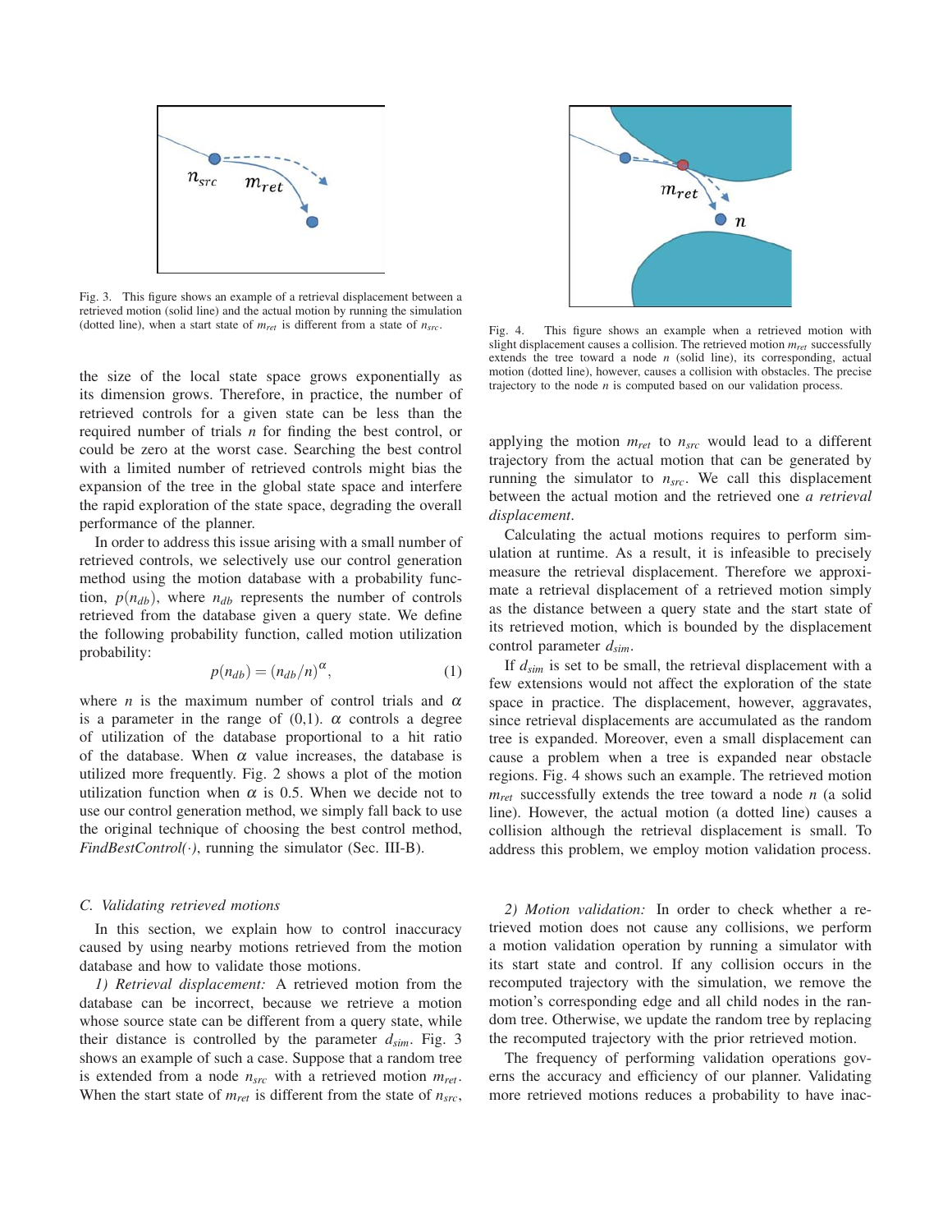Fig. 3. This figure shows an example of a retrieval displacement between a retrieved motion (solid line) and the actual motion by running the simulation (dotted line), when a start state of $m_{ret}$ is different from a state of $n_{src}$.

the size of the local state space grows exponentially as its dimension grows. Therefore, in practice, the number of retrieved controls for a given state can be less than the required number of trials $n$ for finding the best control, or could be zero at the worst case. Searching the best control with a limited number of retrieved controls might bias the expansion of the tree in the global state space and interfere the rapid exploration of the state space, degrading the overall performance of the planner.

In order to address this issue arising with a small number of retrieved controls, we selectively use our control generation method using the motion database with a probability function, $p(n_{db})$, where $n_{db}$ represents the number of controls retrieved from the database given a query state. We define the following probability function, called motion utilization probability:

$$p(n_{db}) = (n_{db}/n)^{\alpha}, \tag{1}$$

where $n$ is the maximum number of control trials and $\alpha$ is a parameter in the range of (0,1). $\alpha$ controls a degree of utilization of the database proportional to a hit ratio of the database. When $\alpha$ value increases, the database is utilized more frequently. Fig. 2 shows a plot of the motion utilization function when $\alpha$ is 0.5. When we decide not to use our control generation method, we simply fall back to use the original technique of choosing the best control method, *FindBestControl(·)*, running the simulator (Sec. III-B).

### C. Validating retrieved motions

In this section, we explain how to control inaccuracy caused by using nearby motions retrieved from the motion database and how to validate those motions.

*1) Retrieval displacement:* A retrieved motion from the database can be incorrect, because we retrieve a motion whose source state can be different from a query state, while their distance is controlled by the parameter $d_{sim}$. Fig. 3 shows an example of such a case. Suppose that a random tree is extended from a node $n_{src}$ with a retrieved motion $m_{ret}$. When the start state of $m_{ret}$ is different from the state of $n_{src}$, applying the motion $m_{ret}$ to $n_{src}$ would lead to a different trajectory from the actual motion that can be generated by running the simulator to $n_{src}$. We call this displacement between the actual motion and the retrieved one *a retrieval displacement*.

Fig. 4. This figure shows an example when a retrieved motion with slight displacement causes a collision. The retrieved motion $m_{ret}$ successfully extends the tree toward a node $n$ (solid line), its corresponding, actual motion (dotted line), however, causes a collision with obstacles. The precise trajectory to the node $n$ is computed based on our validation process.

Calculating the actual motions requires to perform simulation at runtime. As a result, it is infeasible to precisely measure the retrieval displacement. Therefore we approximate a retrieval displacement of a retrieved motion simply as the distance between a query state and the start state of its retrieved motion, which is bounded by the displacement control parameter $d_{sim}$.

If $d_{sim}$ is set to be small, the retrieval displacement with a few extensions would not affect the exploration of the state space in practice. The displacement, however, aggravates, since retrieval displacements are accumulated as the random tree is expanded. Moreover, even a small displacement can cause a problem when a tree is expanded near obstacle regions. Fig. 4 shows such an example. The retrieved motion $m_{ret}$ successfully extends the tree toward a node $n$ (a solid line). However, the actual motion (a dotted line) causes a collision although the retrieval is small. To address this problem, we employ motion validation process.

*2) Motion validation:* In order to check whether a retrieved motion does not cause any collisions, we perform a motion validation operation by running a simulator with its start state and control. If any collision occurs in the recomputed trajectory with the simulation, we remove the motion's corresponding edge and all child nodes in the random tree. Otherwise, we update the random tree by replacing the recomputed trajectory with the prior retrieved motion.

The frequency of performing validation operations governs the accuracy and efficiency of our planner. Validating more retrieved motions reduces a probability to have inac-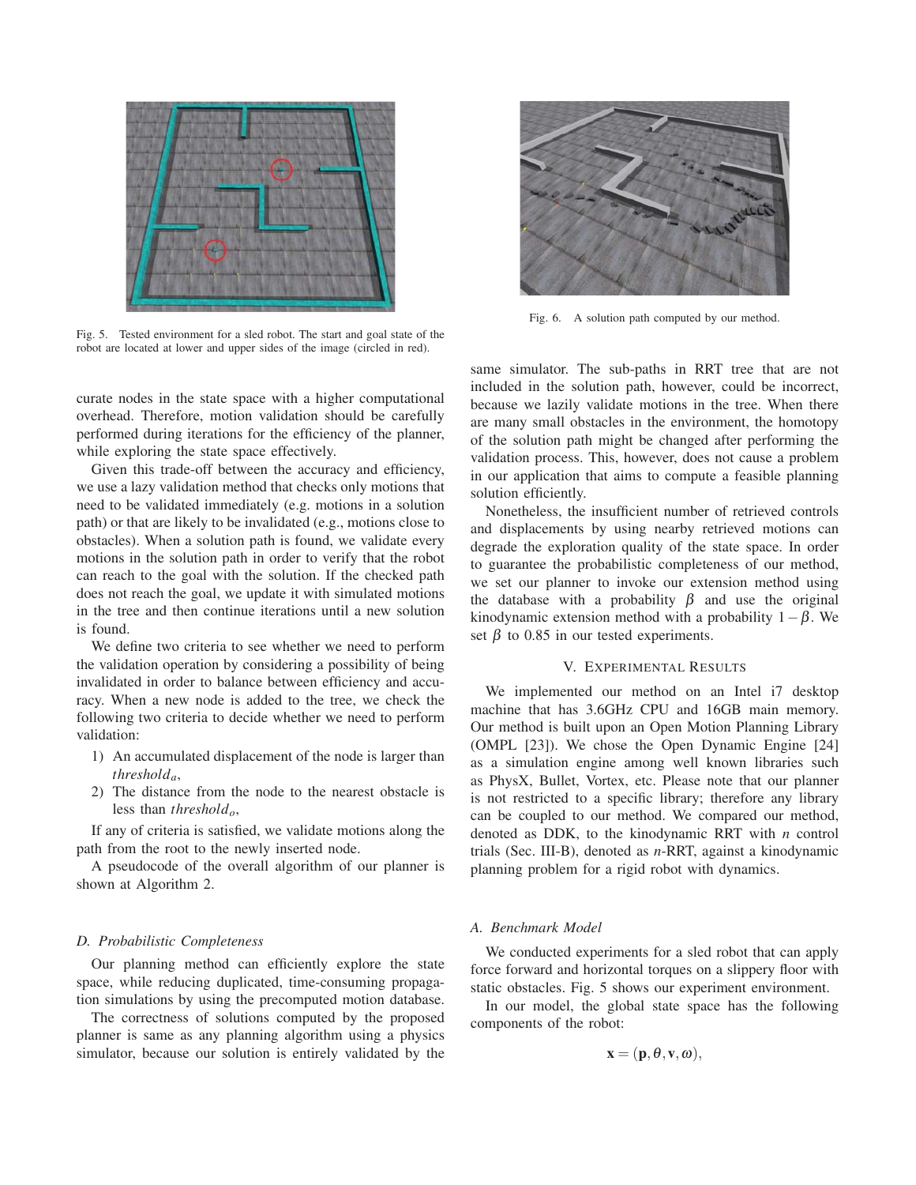Fig. 5. Tested environment for a sled robot. The start and goal state of the robot are located at lower and upper sides of the image (circled in red).

Fig. 6. A solution path computed by our method.

curate nodes in the state space with a higher computational overhead. Therefore, motion validation should be carefully performed during iterations for the efficiency of the planner, while exploring the state space effectively.

Given this trade-off between the accuracy and efficiency, we use a lazy validation method that checks only motions that need to be validated immediately (e.g. motions in a solution path) or that are likely to be invalidated (e.g., motions close to obstacles). When a solution path is found, we validate every motions in the solution path in order to verify that the robot can reach to the goal with the solution. If the checked path does not reach the goal, we update it with simulated motions in the tree and then continue iterations until a new solution is found.

We define two criteria to see whether we need to perform the validation operation by considering a possibility of being invalidated in order to balance between efficiency and accuracy. When a new node is added to the tree, we check the following two criteria to decide whether we need to perform validation:

1) An accumulated displacement of the node is larger than $threshold_a$,
2) The distance from the node to the nearest obstacle is less than $threshold_o$,

If any of criteria is satisfied, we validate motions along the path from the root to the newly inserted node.

A pseudocode of the overall algorithm of our planner is shown at Algorithm 2.

### D. Probabilistic Completeness

Our planning method can efficiently explore the state space, while reducing duplicated, time-consuming propagation simulations by using the precomputed motion database.

The correctness of solutions computed by the proposed planner is same as any planning algorithm using a physics simulator, because our solution is entirely validated by the same simulator. The sub-paths in RRT tree that are not included in the solution path, however, could be incorrect, because we lazily validate motions in the tree. When there are many small obstacles in the environment, the homotopy of the solution path might be changed after performing the validation process. This, however, does not cause a problem in our application that aims to compute a feasible planning solution efficiently.

Nonetheless, the insufficient number of retrieved controls and displacements by using nearby retrieved motions can degrade the exploration quality of the state space. In order to guarantee the probabilistic completeness of our method, we set our planner to invoke our extension method using the database with a probability $\beta$ and use the original kinodynamic extension method with a probability $1-\beta$. We set $\beta$ to 0.85 in our tested experiments.

## V. Experimental Results

We implemented our method on an Intel i7 desktop machine that has 3.6GHz CPU and 16GB main memory. Our method is built upon an Open Motion Planning Library (OMPL [23]). We chose the Open Dynamic Engine [24] as a simulation engine among well known libraries such as PhysX, Bullet, Vortex, etc. Please note that our planner is not restricted to a specific library; therefore any library can be coupled to our method. We compared our method, denoted as DDK, to the kinodynamic RRT with $n$ control trials (Sec. III-B), denoted as $n$-RRT, against a kinodynamic planning problem for a rigid robot with dynamics.

### A. Benchmark Model

We conducted experiments for a sled robot that can apply force forward and horizontal torques on a slippery floor with static obstacles. Fig. 5 shows our experiment environment.

In our model, the global state space has the following components of the robot:

$$\mathbf{x} = (\mathbf{p}, \theta, \mathbf{v}, \omega),$$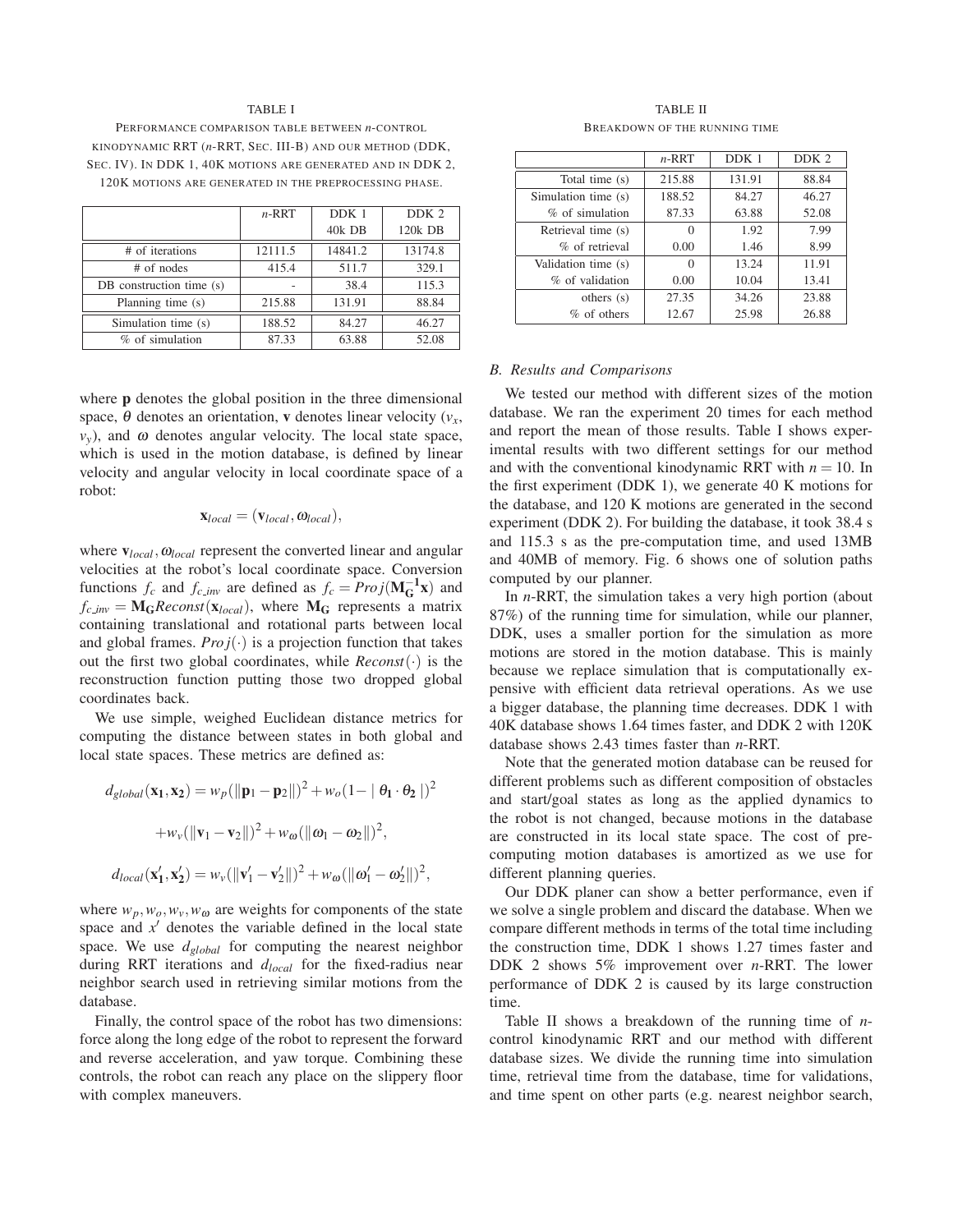TABLE I

PERFORMANCE COMPARISON TABLE BETWEEN *n*-CONTROL KINODYNAMIC RRT (*n*-RRT, SEC. III-B) AND OUR METHOD (DDK, SEC. IV). IN DDK 1, 40K MOTIONS ARE GENERATED AND IN DDK 2, 120K MOTIONS ARE GENERATED IN THE PREPROCESSING PHASE.

| | *n*-RRT | DDK 1 40k DB | DDK 2 120k DB |
|---|---|---|---|
| # of iterations | 12111.5 | 14841.2 | 13174.8 |
| # of nodes | 415.4 | 511.7 | 329.1 |
| DB construction time (s) | - | 38.4 | 115.3 |
| Planning time (s) | 215.88 | 131.91 | 88.84 |
| Simulation time (s) | 188.52 | 84.27 | 46.27 |
| % of simulation | 87.33 | 63.88 | 52.08 |

where $\mathbf{p}$ denotes the global position in the three dimensional space, $\theta$ denotes an orientation, $\mathbf{v}$ denotes linear velocity ($v_x$, $v_y$), and $\omega$ denotes angular velocity. The local state space, which is used in the motion database, is defined by linear velocity and angular velocity in local coordinate space of a robot:

$$\mathbf{x}_{local} = (\mathbf{v}_{local}, \omega_{local}),$$

where $\mathbf{v}_{local}, \omega_{local}$ represent the converted linear and angular velocities at the robot's local coordinate space. Conversion functions $f_c$ and $f_{c\_inv}$ are defined as $f_c = Proj(\mathbf{M_G^{-1}x})$ and $f_{c\_inv} = \mathbf{M_G} Reconst(\mathbf{x}_{local})$, where $\mathbf{M_G}$ represents a matrix containing translational and rotational parts between local and global frames. $Proj(\cdot)$ is a projection function that takes out the first two global coordinates, while $Reconst(\cdot)$ is the reconstruction function putting those two dropped global coordinates back.

We use simple, weighed Euclidean distance metrics for computing the distance between states in both global and local state spaces. These metrics are defined as:

$$d_{global}(\mathbf{x_1}, \mathbf{x_2}) = w_p(\|\mathbf{p}_1 - \mathbf{p}_2\|)^2 + w_o(1 - |\ \theta_\mathbf{1} \cdot \theta_\mathbf{2}\ |)^2$$

$$+ w_v(\|\mathbf{v}_1 - \mathbf{v}_2\|)^2 + w_\omega(\|\omega_1 - \omega_2\|)^2,$$

$$d_{local}(\mathbf{x'_1}, \mathbf{x'_2}) = w_v(\|\mathbf{v}'_1 - \mathbf{v}'_2\|)^2 + w_\omega(\|\omega'_1 - \omega'_2\|)^2,$$

where $w_p, w_o, w_v, w_\omega$ are weights for components of the state space and $x'$ denotes the variable defined in the local state space. We use $d_{global}$ for computing the nearest neighbor during RRT iterations and $d_{local}$ for the fixed-radius near neighbor search used in retrieving similar motions from the database.

Finally, the control space of the robot has two dimensions: force along the long edge of the robot to represent the forward and reverse acceleration, and yaw torque. Combining these controls, the robot can reach any place on the slippery floor with complex maneuvers.

TABLE II

BREAKDOWN OF THE RUNNING TIME

| | *n*-RRT | DDK 1 | DDK 2 |
|---|---|---|---|
| Total time (s) | 215.88 | 131.91 | 88.84 |
| Simulation time (s) | 188.52 | 84.27 | 46.27 |
| % of simulation | 87.33 | 63.88 | 52.08 |
| Retrieval time (s) | 0 | 1.92 | 7.99 |
| % of retrieval | 0.00 | 1.46 | 8.99 |
| Validation time (s) | 0 | 13.24 | 11.91 |
| % of validation | 0.00 | 10.04 | 13.41 |
| others (s) | 27.35 | 34.26 | 23.88 |
| % of others | 12.67 | 25.98 | 26.88 |

### B. Results and Comparisons

We tested our method with different sizes of the motion database. We ran the experiment 20 times for each method and report the mean of those results. Table I shows experimental results with two different settings for our method and with the conventional kinodynamic RRT with $n = 10$. In the first experiment (DDK 1), we generate 40 K motions for the database, and 120 K motions are generated in the second experiment (DDK 2). For building the database, it took 38.4 s and 115.3 s as the pre-computation time, and used 13MB and 40MB of memory. Fig. 6 shows one of solution paths computed by our planner.

In *n*-RRT, the simulation takes a very high portion (about 87%) of the running time for simulation, while our planner, DDK, uses a smaller portion for the simulation as more motions are stored in the motion database. This is mainly because we replace simulation that is computationally expensive with efficient data retrieval operations. As we use a bigger database, the planning time decreases. DDK 1 with 40K database shows 1.64 times faster, and DDK 2 with 120K database shows 2.43 times faster than *n*-RRT.

Note that the generated motion database can be reused for different problems such as different composition of obstacles and start/goal states as long as the applied dynamics to the robot is not changed, because motions in the database are constructed in its local state space. The cost of pre-computing motion databases is amortized as we use for different planning queries.

Our DDK planer can show a better performance, even if we solve a single problem and discard the database. When we compare different methods in terms of the total time including the construction time, DDK 1 shows 1.27 times faster and DDK 2 shows 5% improvement over *n*-RRT. The lower performance of DDK 2 is caused by its large construction time.

Table II shows a breakdown of the running time of *n*-control kinodynamic RRT and our method with different database sizes. We divide the running time into simulation time, retrieval time from the database, time for validations, and time spent on other parts (e.g. nearest neighbor search,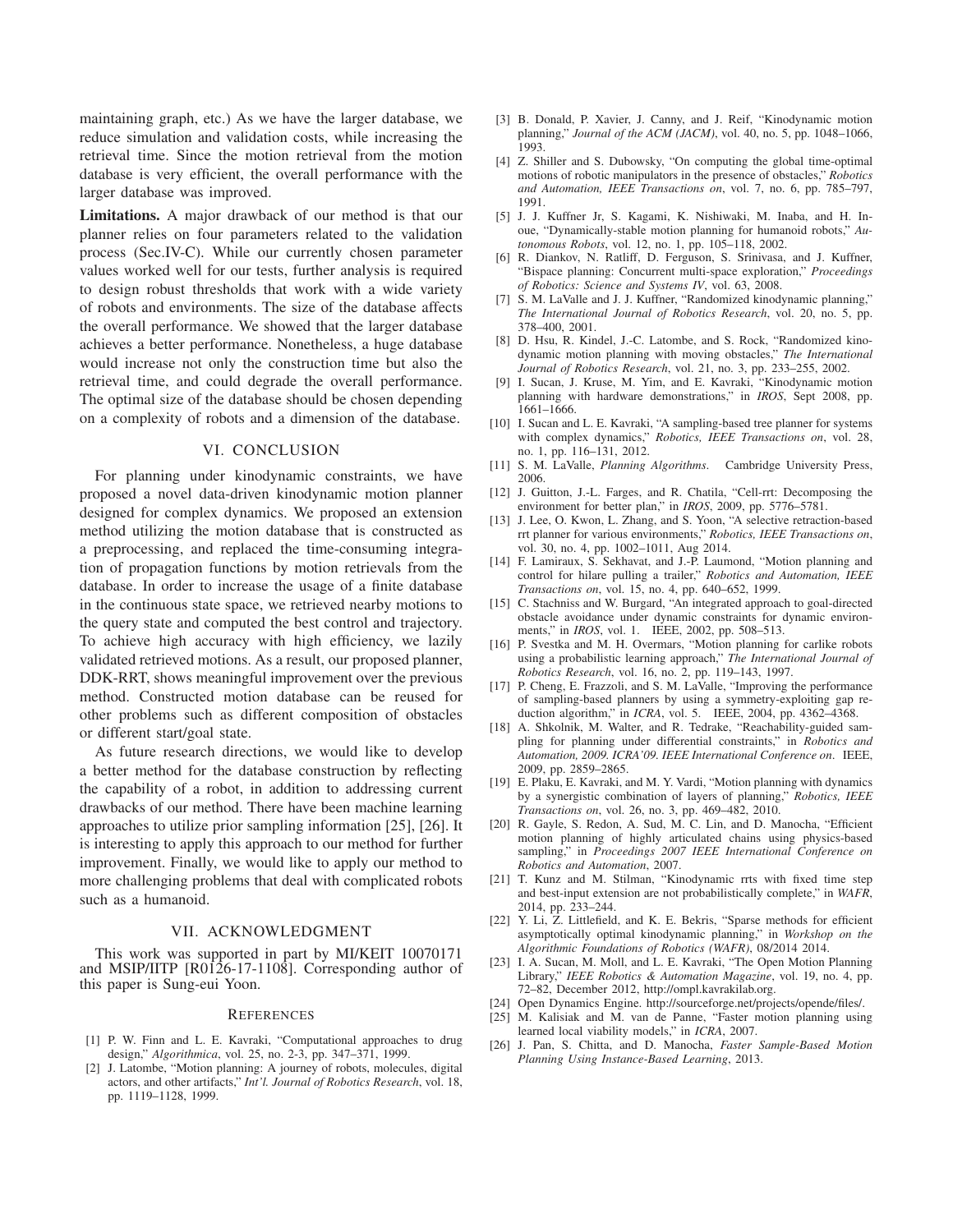maintaining graph, etc.) As we have the larger database, we reduce simulation and validation costs, while increasing the retrieval time. Since the motion retrieval from the motion database is very efficient, the overall performance with the larger database was improved.

**Limitations.** A major drawback of our method is that our planner relies on four parameters related to the validation process (Sec.IV-C). While our currently chosen parameter values worked well for our tests, further analysis is required to design robust thresholds that work with a wide variety of robots and environments. The size of the database affects the overall performance. We showed that the larger database achieves a better performance. Nonetheless, a huge database would increase not only the construction time but also the retrieval time, and could degrade the overall performance. The optimal size of the database should be chosen depending on a complexity of robots and a dimension of the database.

## VI. CONCLUSION

For planning under kinodynamic constraints, we have proposed a novel data-driven kinodynamic motion planner designed for complex dynamics. We proposed an extension method utilizing the motion database that is constructed as a preprocessing, and replaced the time-consuming integration of propagation functions by motion retrievals from the database. In order to increase the usage of a finite database in the continuous state space, we retrieved nearby motions to the query state and computed the best control and trajectory. To achieve high accuracy with high efficiency, we lazily validated retrieved motions. As a result, our proposed planner, DDK-RRT, shows meaningful improvement over the previous method. Constructed motion database can be reused for other problems such as different composition of obstacles or different start/goal state.

As future research directions, we would like to develop a better method for the database construction by reflecting the capability of a robot, in addition to addressing current drawbacks of our method. There have been machine learning approaches to utilize prior sampling information [25], [26]. It is interesting to apply this approach to our method for further improvement. Finally, we would like to apply our method to more challenging problems that deal with complicated robots such as a humanoid.

## VII. ACKNOWLEDGMENT

This work was supported in part by MI/KEIT 10070171 and MSIP/IITP [R0126-17-1108]. Corresponding author of this paper is Sung-eui Yoon.

## REFERENCES

[1] P. W. Finn and L. E. Kavraki, "Computational approaches to drug design," *Algorithmica*, vol. 25, no. 2-3, pp. 347–371, 1999.

[2] J. Latombe, "Motion planning: A journey of robots, molecules, digital actors, and other artifacts," *Int'l. Journal of Robotics Research*, vol. 18, pp. 1119–1128, 1999.

[3] B. Donald, P. Xavier, J. Canny, and J. Reif, "Kinodynamic motion planning," *Journal of the ACM (JACM)*, vol. 40, no. 5, pp. 1048–1066, 1993.

[4] Z. Shiller and S. Dubowsky, "On computing the global time-optimal motions of robotic manipulators in the presence of obstacles," *Robotics and Automation, IEEE Transactions on*, vol. 7, no. 6, pp. 785–797, 1991.

[5] J. J. Kuffner Jr, S. Kagami, K. Nishiwaki, M. Inaba, and H. Inoue, "Dynamically-stable motion planning for humanoid robots," *Autonomous Robots*, vol. 12, no. 1, pp. 105–118, 2002.

[6] R. Diankov, N. Ratliff, D. Ferguson, S. Srinivasa, and J. Kuffner, "Bispace planning: Concurrent multi-space exploration," *Proceedings of Robotics: Science and Systems IV*, vol. 63, 2008.

[7] S. M. LaValle and J. J. Kuffner, "Randomized kinodynamic planning," *The International Journal of Robotics Research*, vol. 20, no. 5, pp. 378–400, 2001.

[8] D. Hsu, R. Kindel, J.-C. Latombe, and S. Rock, "Randomized kinodynamic motion planning with moving obstacles," *The International Journal of Robotics Research*, vol. 21, no. 3, pp. 233–255, 2002.

[9] I. Sucan, J. Kruse, M. Yim, and E. Kavraki, "Kinodynamic motion planning with hardware demonstrations," in *IROS*, Sept 2008, pp. 1661–1666.

[10] I. Sucan and L. E. Kavraki, "A sampling-based tree planner for systems with complex dynamics," *Robotics, IEEE Transactions on*, vol. 28, no. 1, pp. 116–131, 2012.

[11] S. M. LaValle, *Planning Algorithms*. Cambridge University Press, 2006.

[12] J. Guitton, J.-L. Farges, and R. Chatila, "Cell-rrt: Decomposing the environment for better plan," in *IROS*, 2009, pp. 5776–5781.

[13] J. Lee, O. Kwon, L. Zhang, and S. Yoon, "A selective retraction-based rrt planner for various environments," *Robotics, IEEE Transactions on*, vol. 30, no. 4, pp. 1002–1011, Aug 2014.

[14] F. Lamiraux, S. Sekhavat, and J.-P. Laumond, "Motion planning and control for hilare pulling a trailer," *Robotics and Automation, IEEE Transactions on*, vol. 15, no. 4, pp. 640–652, 1999.

[15] C. Stachniss and W. Burgard, "An integrated approach to goal-directed obstacle avoidance under dynamic constraints for dynamic environments," in *IROS*, vol. 1. IEEE, 2002, pp. 508–513.

[16] P. Svestka and M. H. Overmars, "Motion planning for carlike robots using a probabilistic learning approach," *The International Journal of Robotics Research*, vol. 16, no. 2, pp. 119–143, 1997.

[17] P. Cheng, E. Frazzoli, and S. M. LaValle, "Improving the performance of sampling-based planners by using a symmetry-exploiting gap reduction algorithm," in *ICRA*, vol. 5. IEEE, 2004, pp. 4362–4368.

[18] A. Shkolnik, M. Walter, and R. Tedrake, "Reachability-guided sampling for planning under differential constraints," in *Robotics and Automation, 2009. ICRA'09. IEEE International Conference on*. IEEE, 2009, pp. 2859–2865.

[19] E. Plaku, E. Kavraki, and M. Y. Vardi, "Motion planning with dynamics by a synergistic combination of layers of planning," *Robotics, IEEE Transactions on*, vol. 26, no. 3, pp. 469–482, 2010.

[20] R. Gayle, S. Redon, A. Sud, M. C. Lin, and D. Manocha, "Efficient motion planning of highly articulated chains using physics-based sampling," in *Proceedings 2007 IEEE International Conference on Robotics and Automation*, 2007.

[21] T. Kunz and M. Stilman, "Kinodynamic rrts with fixed time step and best-input extension are not probabilistically complete," in *WAFR*, 2014, pp. 233–244.

[22] Y. Li, Z. Littlefield, and K. E. Bekris, "Sparse methods for efficient asymptotically optimal kinodynamic planning," in *Workshop on the Algorithmic Foundations of Robotics (WAFR)*, 08/2014 2014.

[23] I. A. Sucan, M. Moll, and L. E. Kavraki, "The Open Motion Planning Library," *IEEE Robotics & Automation Magazine*, vol. 19, no. 4, pp. 72–82, December 2012, http://ompl.kavrakilab.org.

[24] Open Dynamics Engine. http://sourceforge.net/projects/opende/files/.

[25] M. Kalisiak and M. van de Panne, "Faster motion planning using learned local viability models," in *ICRA*, 2007.

[26] J. Pan, S. Chitta, and D. Manocha, *Faster Sample-Based Motion Planning Using Instance-Based Learning*, 2013.